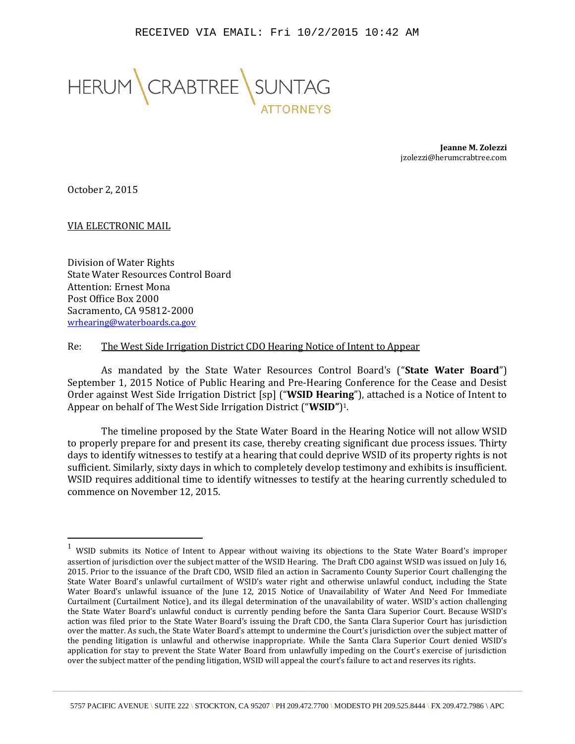RECEIVED VIA EMAIL: Fri 10/2/2015 10:42 AM

HERUM \ CRABTREE \ SUNTAG
ATTORNEYS

**Jeanne M. Zolezzi**
jzolezzi@herumcrabtree.com

October 2, 2015

VIA ELECTRONIC MAIL

Division of Water Rights
State Water Resources Control Board
Attention: Ernest Mona
Post Office Box 2000
Sacramento, CA 95812-2000
wrhearing@waterboards.ca.gov

Re: The West Side Irrigation District CDO Hearing Notice of Intent to Appear

As mandated by the State Water Resources Control Board's ("**State Water Board**") September 1, 2015 Notice of Public Hearing and Pre-Hearing Conference for the Cease and Desist Order against West Side Irrigation District [sp] ("**WSID Hearing**"), attached is a Notice of Intent to Appear on behalf of The West Side Irrigation District ("**WSID"**)[1].

The timeline proposed by the State Water Board in the Hearing Notice will not allow WSID to properly prepare for and present its case, thereby creating significant due process issues. Thirty days to identify witnesses to testify at a hearing that could deprive WSID of its property rights is not sufficient. Similarly, sixty days in which to completely develop testimony and exhibits is insufficient. WSID requires additional time to identify witnesses to testify at the hearing currently scheduled to commence on November 12, 2015.

---

[1] WSID submits its Notice of Intent to Appear without waiving its objections to the State Water Board's improper assertion of jurisdiction over the subject matter of the WSID Hearing. The Draft CDO against WSID was issued on July 16, 2015. Prior to the issuance of the Draft CDO, WSID filed an action in Sacramento County Superior Court challenging the State Water Board's unlawful curtailment of WSID's water right and otherwise unlawful conduct, including the State Water Board's unlawful issuance of the June 12, 2015 Notice of Unavailability of Water And Need For Immediate Curtailment (Curtailment Notice), and its illegal determination of the unavailability of water. WSID's action challenging the State Water Board's unlawful conduct is currently pending before the Santa Clara Superior Court. Because WSID's action was filed prior to the State Water Board's issuing the Draft CDO, the Santa Clara Superior Court has jurisdiction over the matter. As such, the State Water Board's attempt to undermine the Court's jurisdiction over the subject matter of the pending litigation is unlawful and otherwise inappropriate. While the Santa Clara Superior Court denied WSID's application for stay to prevent the State Water Board from unlawfully impeding on the Court's exercise of jurisdiction over the subject matter of the pending litigation, WSID will appeal the court's failure to act and reserves its rights.

5757 PACIFIC AVENUE \ SUITE 222 \ STOCKTON, CA 95207 \ PH 209.472.7700 \ MODESTO PH 209.525.8444 \ FX 209.472.7986 \ APC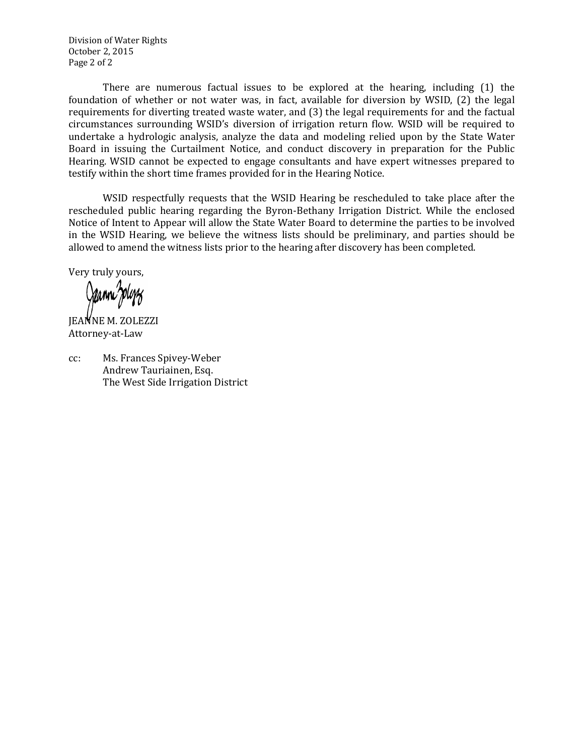There are numerous factual issues to be explored at the hearing, including (1) the foundation of whether or not water was, in fact, available for diversion by WSID, (2) the legal requirements for diverting treated waste water, and (3) the legal requirements for and the factual circumstances surrounding WSID's diversion of irrigation return flow. WSID will be required to undertake a hydrologic analysis, analyze the data and modeling relied upon by the State Water Board in issuing the Curtailment Notice, and conduct discovery in preparation for the Public Hearing. WSID cannot be expected to engage consultants and have expert witnesses prepared to testify within the short time frames provided for in the Hearing Notice.

WSID respectfully requests that the WSID Hearing be rescheduled to take place after the rescheduled public hearing regarding the Byron-Bethany Irrigation District. While the enclosed Notice of Intent to Appear will allow the State Water Board to determine the parties to be involved in the WSID Hearing, we believe the witness lists should be preliminary, and parties should be allowed to amend the witness lists prior to the hearing after discovery has been completed.

Very truly yours,

JEANNE M. ZOLEZZI
Attorney-at-Law

cc: Ms. Frances Spivey-Weber
Andrew Tauriainen, Esq.
The West Side Irrigation District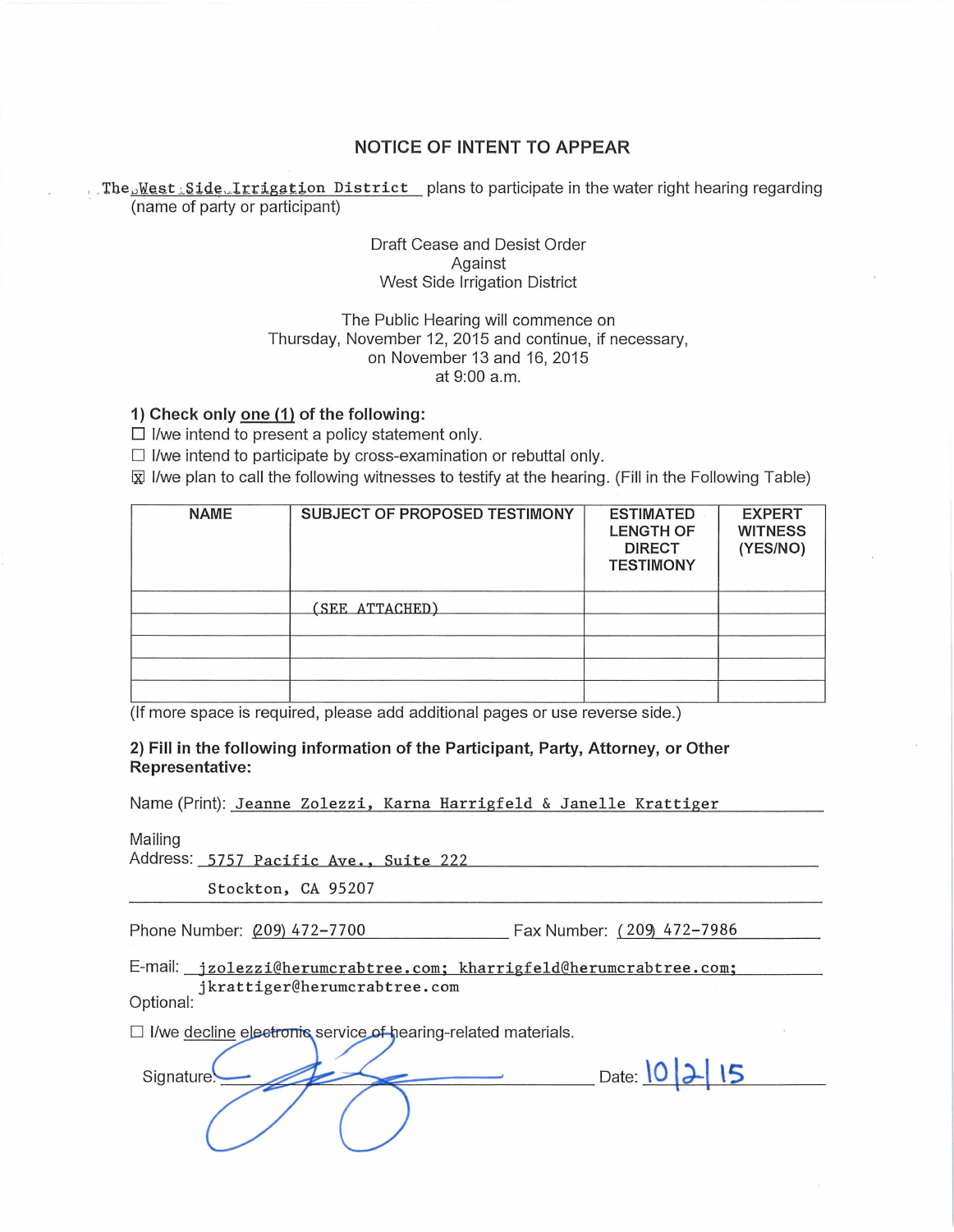## NOTICE OF INTENT TO APPEAR

The West Side Irrigation District plans to participate in the water right hearing regarding
(name of party or participant)

Draft Cease and Desist Order
Against
West Side Irrigation District

The Public Hearing will commence on
Thursday, November 12, 2015 and continue, if necessary,
on November 13 and 16, 2015
at 9:00 a.m.

**1) Check only one (1) of the following:**

☐ I/we intend to present a policy statement only.
☐ I/we intend to participate by cross-examination or rebuttal only.
☒ I/we plan to call the following witnesses to testify at the hearing. (Fill in the Following Table)

| NAME | SUBJECT OF PROPOSED TESTIMONY | ESTIMATED LENGTH OF DIRECT TESTIMONY | EXPERT WITNESS (YES/NO) |
|---|---|---|---|
| | (SEE ATTACHED) | | |
| | | | |
| | | | |
| | | | |
| | | | |

(If more space is required, please add additional pages or use reverse side.)

**2) Fill in the following information of the Participant, Party, Attorney, or Other Representative:**

Name (Print): Jeanne Zolezzi, Karna Harrigfeld & Janelle Krattiger

Mailing Address: 5757 Pacific Ave., Suite 222
Stockton, CA 95207

Phone Number: (209) 472-7700 Fax Number: (209) 472-7986

E-mail: jzolezzi@herumcrabtree.com; kharrigfeld@herumcrabtree.com; jkrattiger@herumcrabtree.com
Optional:

☐ I/we decline electronic service of hearing-related materials.

Signature: [signature] Date: 10/2/15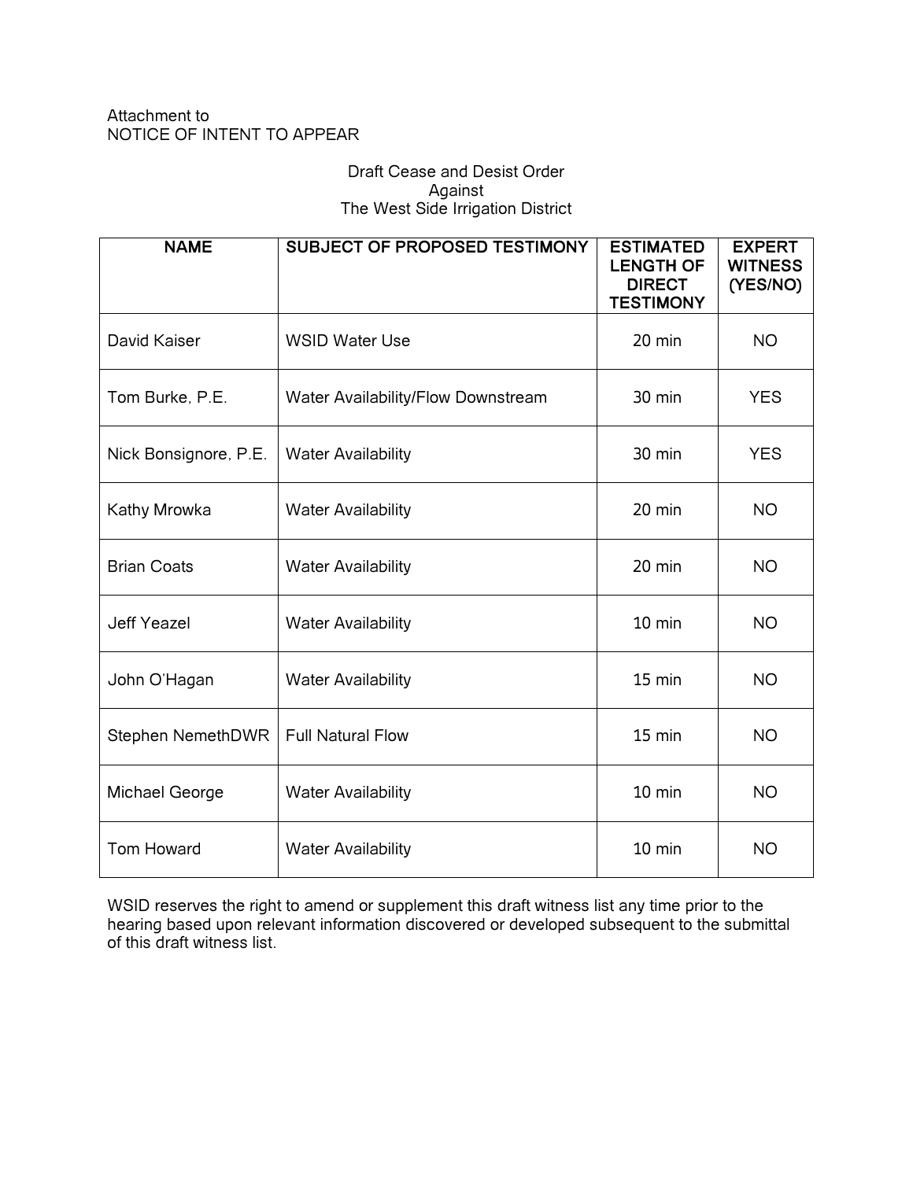Attachment to
NOTICE OF INTENT TO APPEAR

Draft Cease and Desist Order
Against
The West Side Irrigation District

| NAME | SUBJECT OF PROPOSED TESTIMONY | ESTIMATED LENGTH OF DIRECT TESTIMONY | EXPERT WITNESS (YES/NO) |
|---|---|---|---|
| David Kaiser | WSID Water Use | 20 min | NO |
| Tom Burke, P.E. | Water Availability/Flow Downstream | 30 min | YES |
| Nick Bonsignore, P.E. | Water Availability | 30 min | YES |
| Kathy Mrowka | Water Availability | 20 min | NO |
| Brian Coats | Water Availability | 20 min | NO |
| Jeff Yeazel | Water Availability | 10 min | NO |
| John O'Hagan | Water Availability | 15 min | NO |
| Stephen NemethDWR | Full Natural Flow | 15 min | NO |
| Michael George | Water Availability | 10 min | NO |
| Tom Howard | Water Availability | 10 min | NO |

WSID reserves the right to amend or supplement this draft witness list any time prior to the hearing based upon relevant information discovered or developed subsequent to the submittal of this draft witness list.